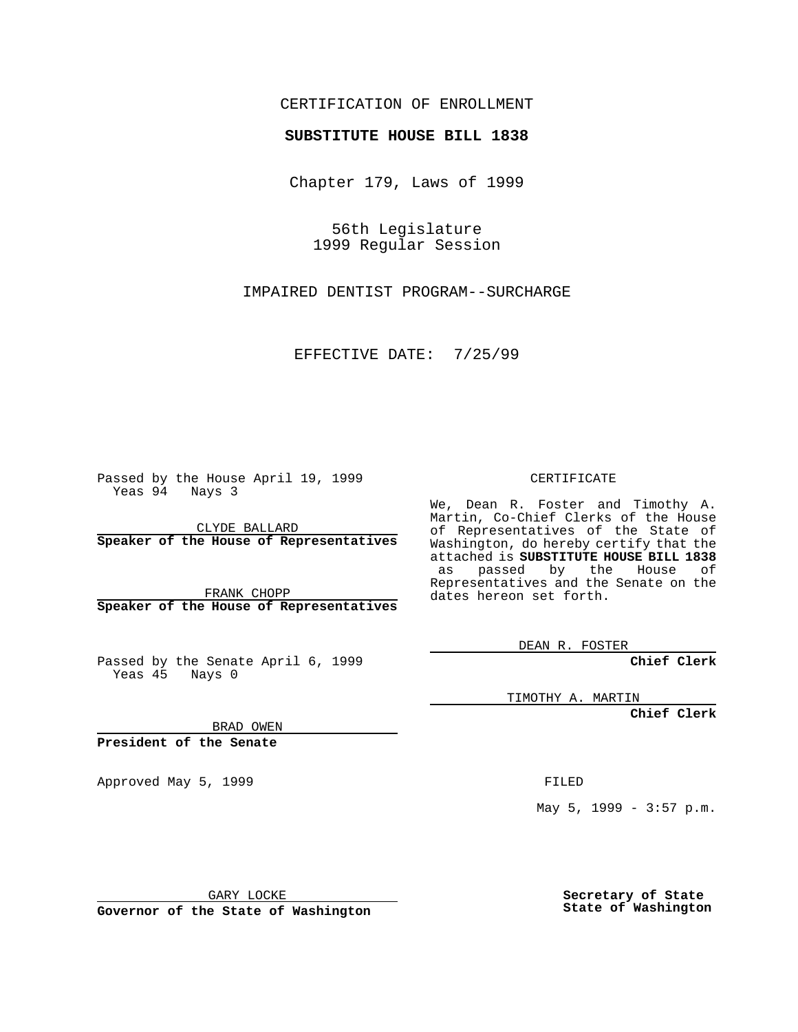CERTIFICATION OF ENROLLMENT

**SUBSTITUTE HOUSE BILL 1838**

Chapter 179, Laws of 1999

56th Legislature
1999 Regular Session

IMPAIRED DENTIST PROGRAM--SURCHARGE

EFFECTIVE DATE: 7/25/99

Passed by the House April 19, 1999
Yeas 94 Nays 3

CLYDE BALLARD
**Speaker of the House of Representatives**

FRANK CHOPP
**Speaker of the House of Representatives**

Passed by the Senate April 6, 1999
Yeas 45 Nays 0

BRAD OWEN
**President of the Senate**

Approved May 5, 1999

GARY LOCKE
**Governor of the State of Washington**

CERTIFICATE

We, Dean R. Foster and Timothy A. Martin, Co-Chief Clerks of the House of Representatives of the State of Washington, do hereby certify that the attached is **SUBSTITUTE HOUSE BILL 1838** as passed by the House of Representatives and the Senate on the dates hereon set forth.

DEAN R. FOSTER
**Chief Clerk**

TIMOTHY A. MARTIN
**Chief Clerk**

FILED

May 5, 1999 - 3:57 p.m.

**Secretary of State**
**State of Washington**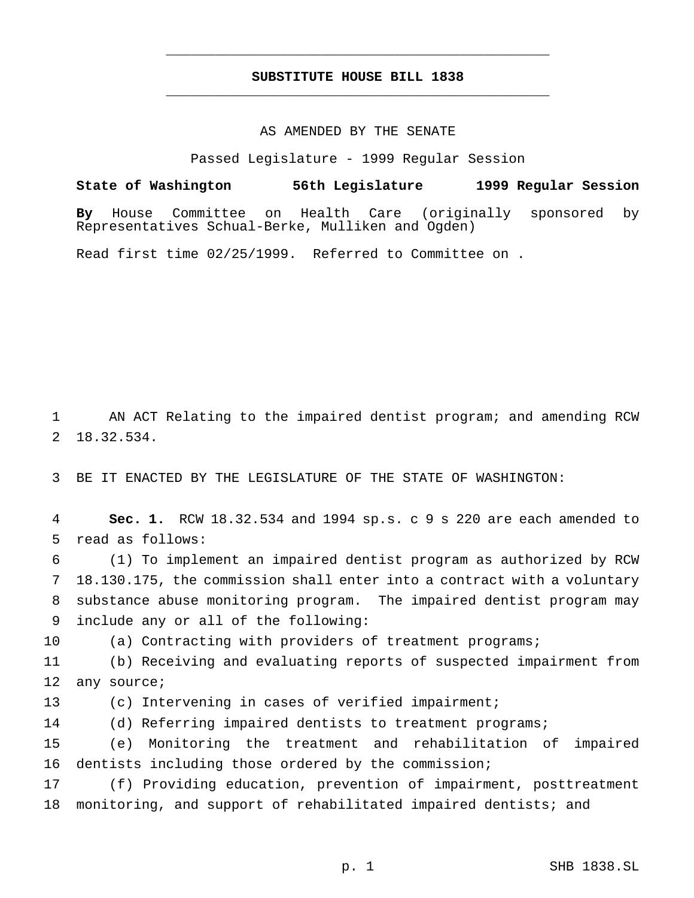**SUBSTITUTE HOUSE BILL 1838**

AS AMENDED BY THE SENATE

Passed Legislature - 1999 Regular Session

**State of Washington 56th Legislature 1999 Regular Session**

**By** House Committee on Health Care (originally sponsored by Representatives Schual-Berke, Mulliken and Ogden)

Read first time 02/25/1999. Referred to Committee on .

AN ACT Relating to the impaired dentist program; and amending RCW 18.32.534.

BE IT ENACTED BY THE LEGISLATURE OF THE STATE OF WASHINGTON:

**Sec. 1.** RCW 18.32.534 and 1994 sp.s. c 9 s 220 are each amended to read as follows:

(1) To implement an impaired dentist program as authorized by RCW 18.130.175, the commission shall enter into a contract with a voluntary substance abuse monitoring program. The impaired dentist program may include any or all of the following:

(a) Contracting with providers of treatment programs;

(b) Receiving and evaluating reports of suspected impairment from any source;

(c) Intervening in cases of verified impairment;

(d) Referring impaired dentists to treatment programs;

(e) Monitoring the treatment and rehabilitation of impaired dentists including those ordered by the commission;

(f) Providing education, prevention of impairment, posttreatment monitoring, and support of rehabilitated impaired dentists; and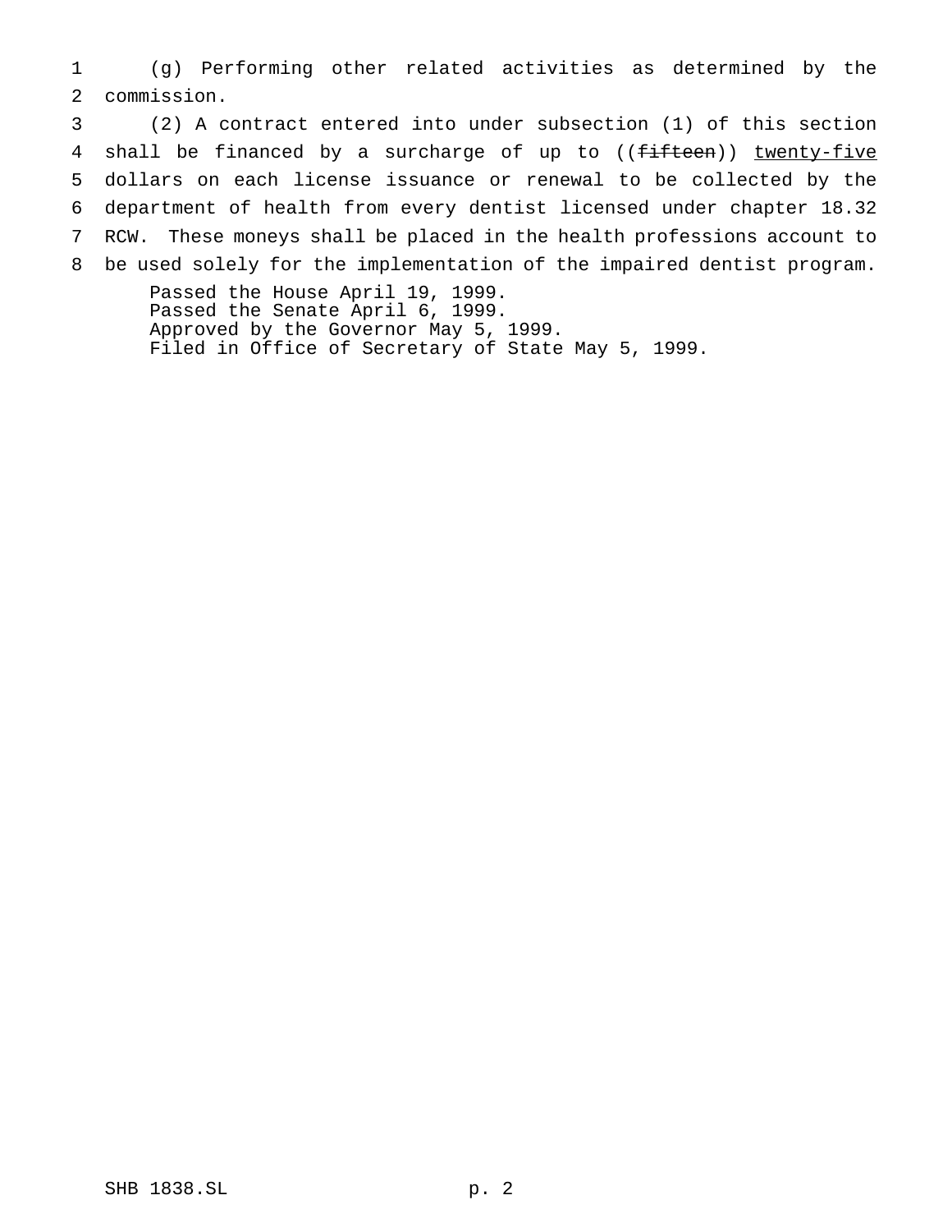(g) Performing other related activities as determined by the commission.

(2) A contract entered into under subsection (1) of this section shall be financed by a surcharge of up to ((~~fifteen~~)) <u>twenty-five</u> dollars on each license issuance or renewal to be collected by the department of health from every dentist licensed under chapter 18.32 RCW. These moneys shall be placed in the health professions account to be used solely for the implementation of the impaired dentist program.

Passed the House April 19, 1999.
Passed the Senate April 6, 1999.
Approved by the Governor May 5, 1999.
Filed in Office of Secretary of State May 5, 1999.